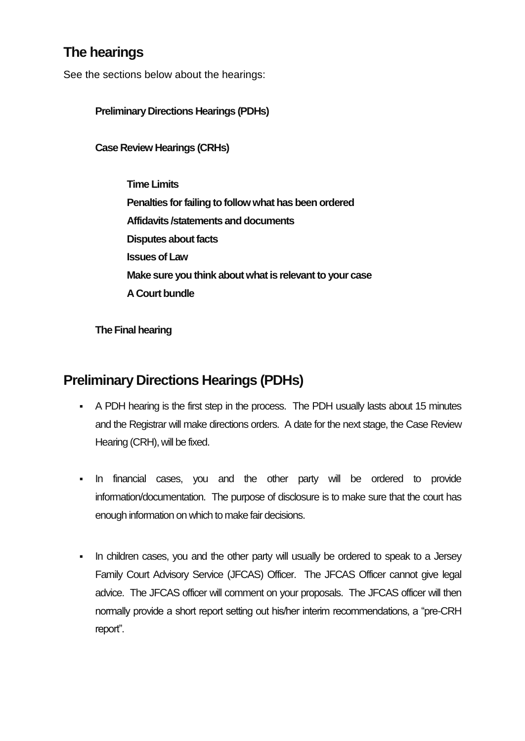## The hearings

See the sections below about the hearings:

- **Preliminary Directions Hearings (PDHs)**
- **Case Review Hearings (CRHs)**
  - **Time Limits**
  - **Penalties for failing to follow what has been ordered**
  - **Affidavits /statements and documents**
  - **Disputes about facts**
  - **Issues of Law**
  - **Make sure you think about what is relevant to your case**
  - **A Court bundle**
- **The Final hearing**

## Preliminary Directions Hearings (PDHs)

- A PDH hearing is the first step in the process. The PDH usually lasts about 15 minutes and the Registrar will make directions orders. A date for the next stage, the Case Review Hearing (CRH), will be fixed.

- In financial cases, you and the other party will be ordered to provide information/documentation. The purpose of disclosure is to make sure that the court has enough information on which to make fair decisions.

- In children cases, you and the other party will usually be ordered to speak to a Jersey Family Court Advisory Service (JFCAS) Officer. The JFCAS Officer cannot give legal advice. The JFCAS officer will comment on your proposals. The JFCAS officer will then normally provide a short report setting out his/her interim recommendations, a "pre-CRH report".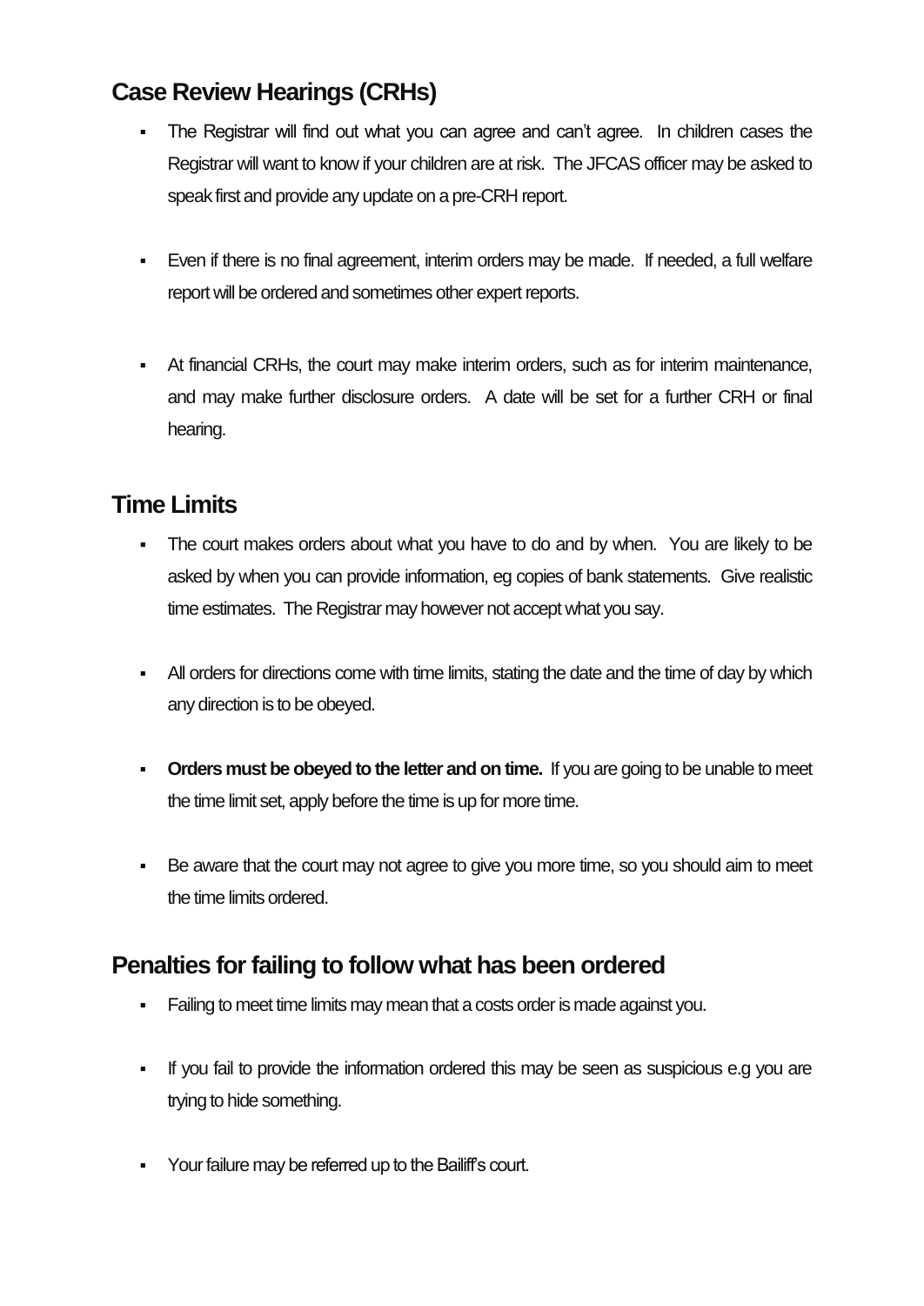## Case Review Hearings (CRHs)

- The Registrar will find out what you can agree and can't agree. In children cases the Registrar will want to know if your children are at risk. The JFCAS officer may be asked to speak first and provide any update on a pre-CRH report.

- Even if there is no final agreement, interim orders may be made. If needed, a full welfare report will be ordered and sometimes other expert reports.

- At financial CRHs, the court may make interim orders, such as for interim maintenance, and may make further disclosure orders. A date will be set for a further CRH or final hearing.

## Time Limits

- The court makes orders about what you have to do and by when. You are likely to be asked by when you can provide information, eg copies of bank statements. Give realistic time estimates. The Registrar may however not accept what you say.

- All orders for directions come with time limits, stating the date and the time of day by which any direction is to be obeyed.

- **Orders must be obeyed to the letter and on time.** If you are going to be unable to meet the time limit set, apply before the time is up for more time.

- Be aware that the court may not agree to give you more time, so you should aim to meet the time limits ordered.

## Penalties for failing to follow what has been ordered

- Failing to meet time limits may mean that a costs order is made against you.

- If you fail to provide the information ordered this may be seen as suspicious e.g you are trying to hide something.

- Your failure may be referred up to the Bailiff's court.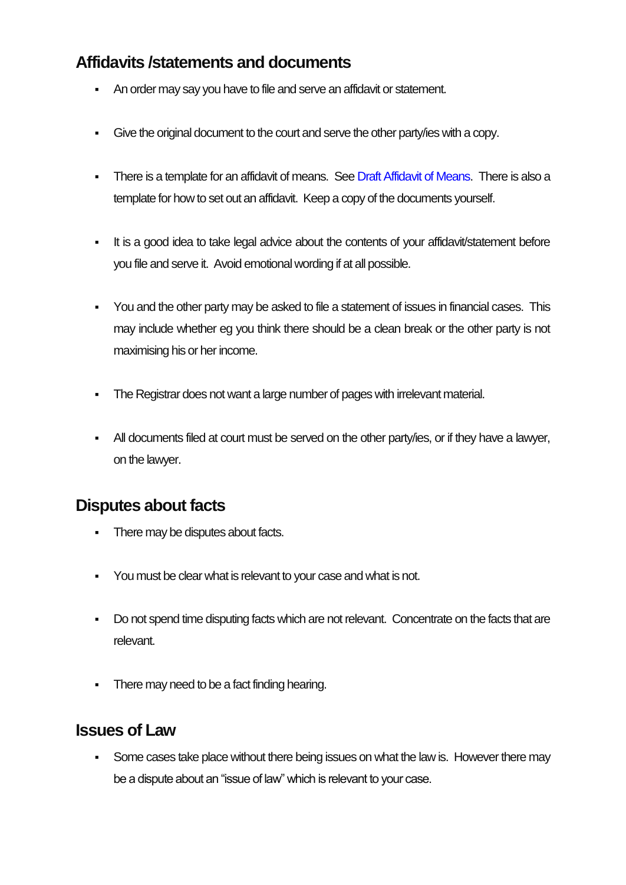## Affidavits /statements and documents

- An order may say you have to file and serve an affidavit or statement.
- Give the original document to the court and serve the other party/ies with a copy.
- There is a template for an affidavit of means. See Draft Affidavit of Means. There is also a template for how to set out an affidavit. Keep a copy of the documents yourself.
- It is a good idea to take legal advice about the contents of your affidavit/statement before you file and serve it. Avoid emotional wording if at all possible.
- You and the other party may be asked to file a statement of issues in financial cases. This may include whether eg you think there should be a clean break or the other party is not maximising his or her income.
- The Registrar does not want a large number of pages with irrelevant material.
- All documents filed at court must be served on the other party/ies, or if they have a lawyer, on the lawyer.

## Disputes about facts

- There may be disputes about facts.
- You must be clear what is relevant to your case and what is not.
- Do not spend time disputing facts which are not relevant. Concentrate on the facts that are relevant.
- There may need to be a fact finding hearing.

## Issues of Law

- Some cases take place without there being issues on what the law is. However there may be a dispute about an "issue of law" which is relevant to your case.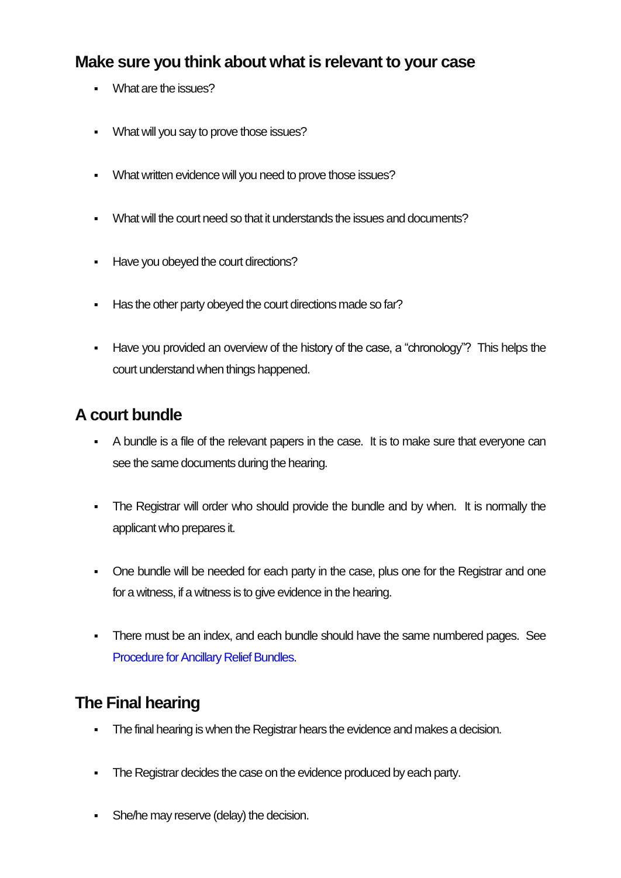## Make sure you think about what is relevant to your case

- What are the issues?
- What will you say to prove those issues?
- What written evidence will you need to prove those issues?
- What will the court need so that it understands the issues and documents?
- Have you obeyed the court directions?
- Has the other party obeyed the court directions made so far?
- Have you provided an overview of the history of the case, a "chronology"? This helps the court understand when things happened.

## A court bundle

- A bundle is a file of the relevant papers in the case. It is to make sure that everyone can see the same documents during the hearing.
- The Registrar will order who should provide the bundle and by when. It is normally the applicant who prepares it.
- One bundle will be needed for each party in the case, plus one for the Registrar and one for a witness, if a witness is to give evidence in the hearing.
- There must be an index, and each bundle should have the same numbered pages. See Procedure for Ancillary Relief Bundles.

## The Final hearing

- The final hearing is when the Registrar hears the evidence and makes a decision.
- The Registrar decides the case on the evidence produced by each party.
- She/he may reserve (delay) the decision.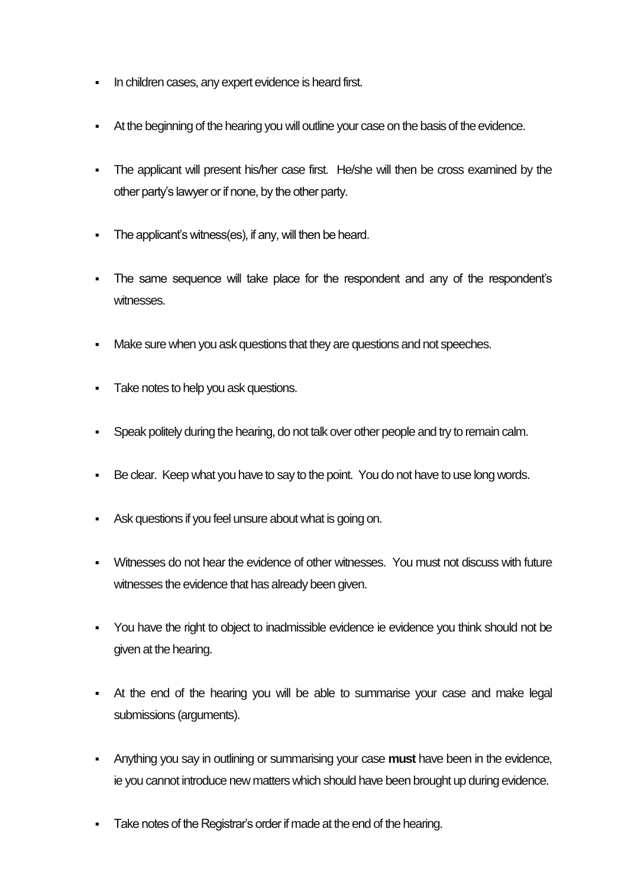- In children cases, any expert evidence is heard first.
- At the beginning of the hearing you will outline your case on the basis of the evidence.
- The applicant will present his/her case first. He/she will then be cross examined by the other party's lawyer or if none, by the other party.
- The applicant's witness(es), if any, will then be heard.
- The same sequence will take place for the respondent and any of the respondent's witnesses.
- Make sure when you ask questions that they are questions and not speeches.
- Take notes to help you ask questions.
- Speak politely during the hearing, do not talk over other people and try to remain calm.
- Be clear. Keep what you have to say to the point. You do not have to use long words.
- Ask questions if you feel unsure about what is going on.
- Witnesses do not hear the evidence of other witnesses. You must not discuss with future witnesses the evidence that has already been given.
- You have the right to object to inadmissible evidence ie evidence you think should not be given at the hearing.
- At the end of the hearing you will be able to summarise your case and make legal submissions (arguments).
- Anything you say in outlining or summarising your case **must** have been in the evidence, ie you cannot introduce new matters which should have been brought up during evidence.
- Take notes of the Registrar's order if made at the end of the hearing.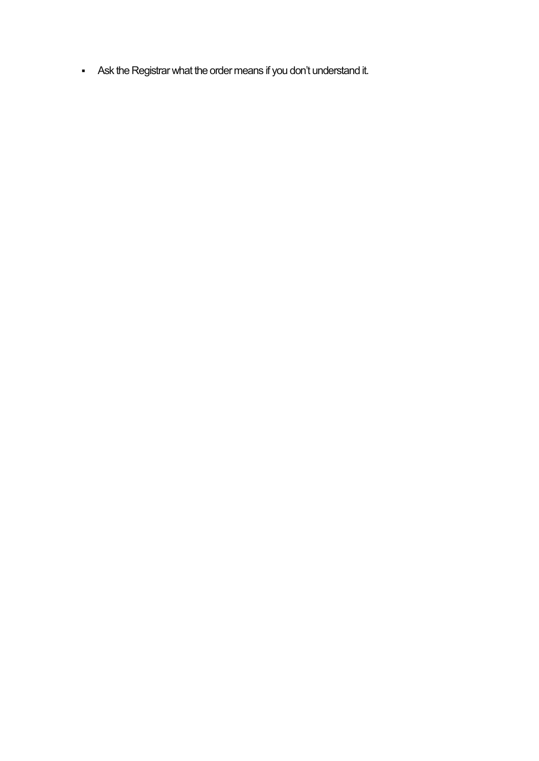- Ask the Registrar what the order means if you don't understand it.